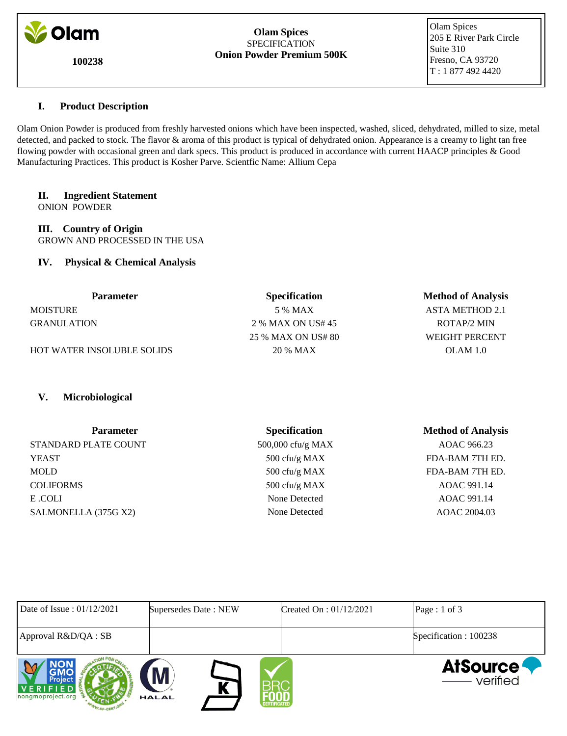**Olam**

**100238**

**Olam Spices**
SPECIFICATION
**Onion Powder Premium 500K**

Olam Spices
205 E River Park Circle
Suite 310
Fresno, CA 93720
T : 1 877 492 4420

## I. Product Description

Olam Onion Powder is produced from freshly harvested onions which have been inspected, washed, sliced, dehydrated, milled to size, metal detected, and packed to stock. The flavor & aroma of this product is typical of dehydrated onion. Appearance is a creamy to light tan free flowing powder with occasional green and dark specs. This product is produced in accordance with current HAACP principles & Good Manufacturing Practices. This product is Kosher Parve. Scientfic Name: Allium Cepa

## II. Ingredient Statement

ONION POWDER

## III. Country of Origin

GROWN AND PROCESSED IN THE USA

## IV. Physical & Chemical Analysis

| Parameter | Specification | Method of Analysis |
|---|---|---|
| MOISTURE | 5 % MAX | ASTA METHOD 2.1 |
| GRANULATION | 2 % MAX ON US# 45 | ROTAP/2 MIN |
| | 25 % MAX ON US# 80 | WEIGHT PERCENT |
| HOT WATER INSOLUBLE SOLIDS | 20 % MAX | OLAM 1.0 |

## V. Microbiological

| Parameter | Specification | Method of Analysis |
|---|---|---|
| STANDARD PLATE COUNT | 500,000 cfu/g MAX | AOAC 966.23 |
| YEAST | 500 cfu/g MAX | FDA-BAM 7TH ED. |
| MOLD | 500 cfu/g MAX | FDA-BAM 7TH ED. |
| COLIFORMS | 500 cfu/g MAX | AOAC 991.14 |
| E .COLI | None Detected | AOAC 991.14 |
| SALMONELLA (375G X2) | None Detected | AOAC 2004.03 |

| Date of Issue : 01/12/2021 | Supersedes Date : NEW | Created On : 01/12/2021 | |
|---|---|---|---|
| Approval R&D/QA : SB | | | Specification : 100238 |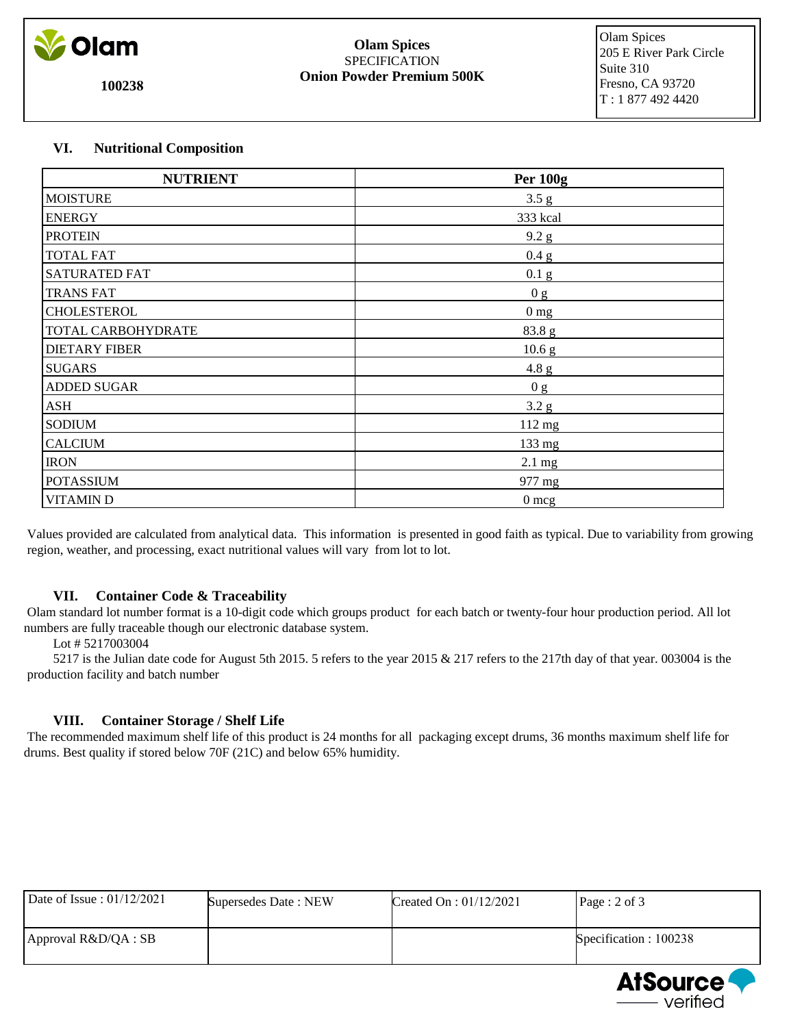## VI. Nutritional Composition

| NUTRIENT | Per 100g |
|---|---|
| MOISTURE | 3.5 g |
| ENERGY | 333 kcal |
| PROTEIN | 9.2 g |
| TOTAL FAT | 0.4 g |
| SATURATED FAT | 0.1 g |
| TRANS FAT | 0 g |
| CHOLESTEROL | 0 mg |
| TOTAL CARBOHYDRATE | 83.8 g |
| DIETARY FIBER | 10.6 g |
| SUGARS | 4.8 g |
| ADDED SUGAR | 0 g |
| ASH | 3.2 g |
| SODIUM | 112 mg |
| CALCIUM | 133 mg |
| IRON | 2.1 mg |
| POTASSIUM | 977 mg |
| VITAMIN D | 0 mcg |

Values provided are calculated from analytical data. This information is presented in good faith as typical. Due to variability from growing region, weather, and processing, exact nutritional values will vary from lot to lot.

## VII. Container Code & Traceability

Olam standard lot number format is a 10-digit code which groups product for each batch or twenty-four hour production period. All lot numbers are fully traceable though our electronic database system.

Lot # 5217003004

5217 is the Julian date code for August 5th 2015. 5 refers to the year 2015 & 217 refers to the 217th day of that year. 003004 is the production facility and batch number

## VIII. Container Storage / Shelf Life

The recommended maximum shelf life of this product is 24 months for all packaging except drums, 36 months maximum shelf life for drums. Best quality if stored below 70F (21C) and below 65% humidity.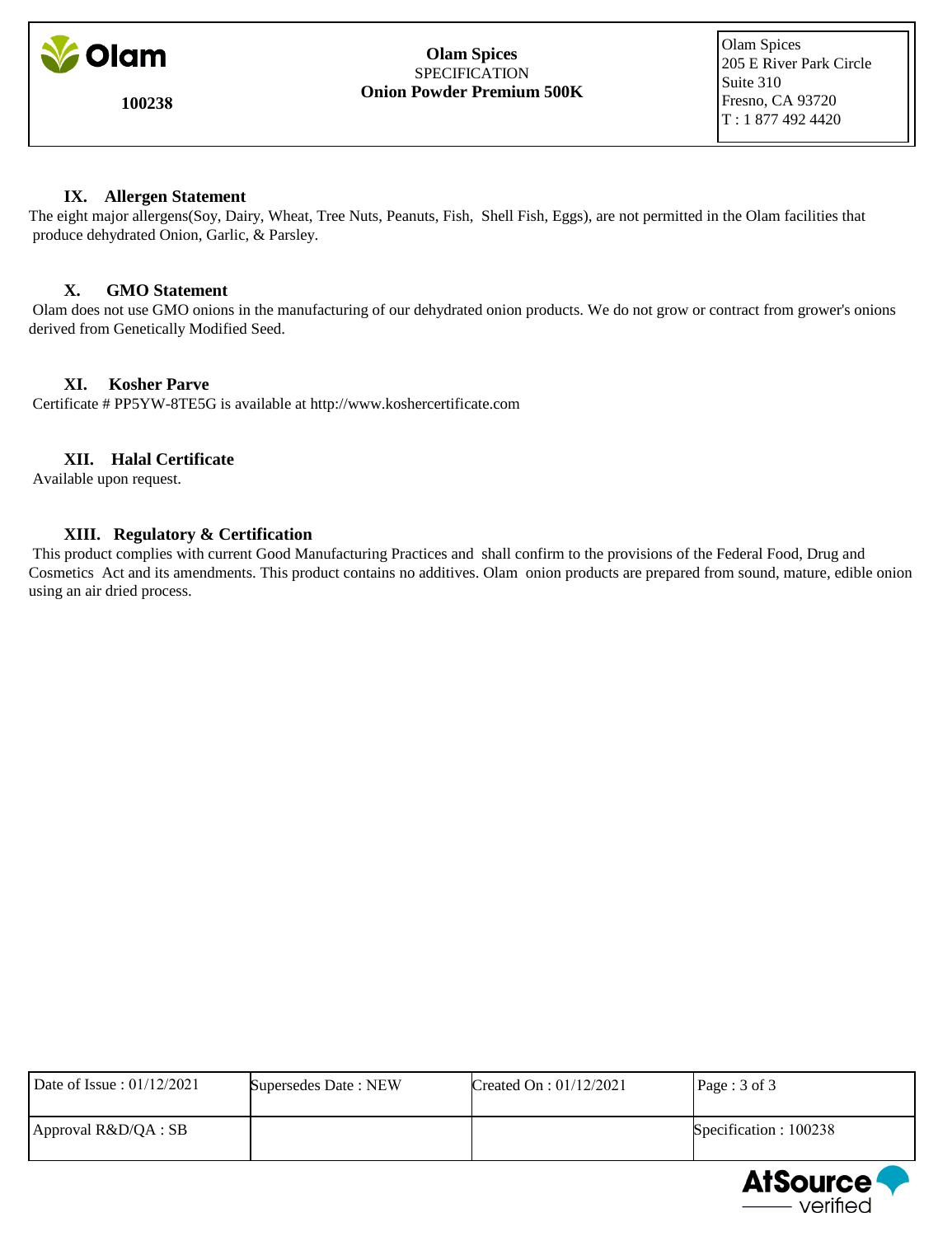## IX. Allergen Statement

The eight major allergens(Soy, Dairy, Wheat, Tree Nuts, Peanuts, Fish, Shell Fish, Eggs), are not permitted in the Olam facilities that produce dehydrated Onion, Garlic, & Parsley.

## X. GMO Statement

Olam does not use GMO onions in the manufacturing of our dehydrated onion products. We do not grow or contract from grower's onions derived from Genetically Modified Seed.

## XI. Kosher Parve

Certificate # PP5YW-8TE5G is available at http://www.koshercertificate.com

## XII. Halal Certificate

Available upon request.

## XIII. Regulatory & Certification

This product complies with current Good Manufacturing Practices and shall confirm to the provisions of the Federal Food, Drug and Cosmetics Act and its amendments. This product contains no additives. Olam onion products are prepared from sound, mature, edible onion using an air dried process.

| | | | |
|---|---|---|---|
| Date of Issue : 01/12/2021 | Supersedes Date : NEW | Created On : 01/12/2021 | Page : 3 of 3 |
| Approval R&D/QA : SB | | | Specification : 100238 |